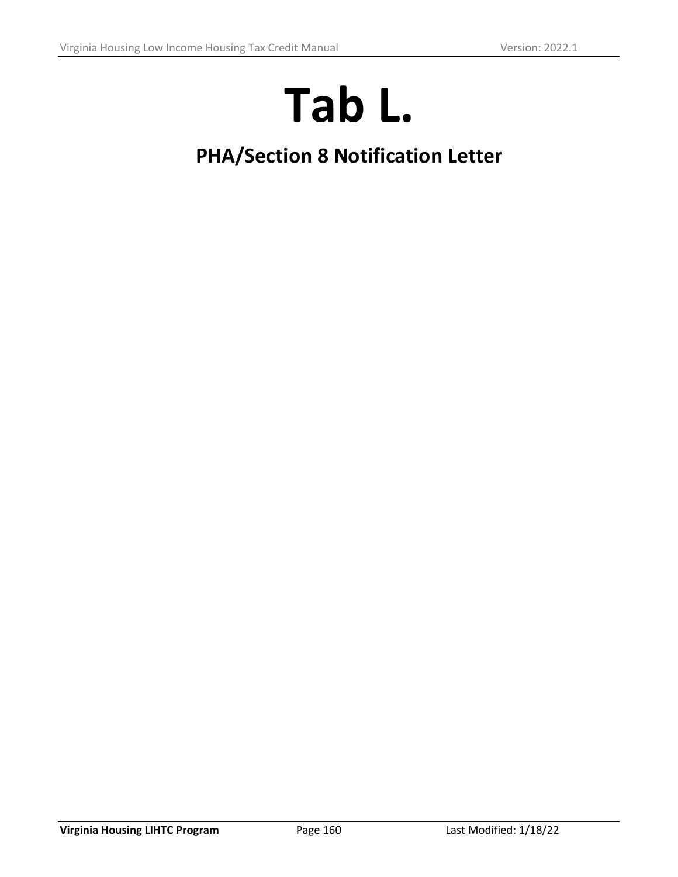# Tab L.

## PHA/Section 8 Notification Letter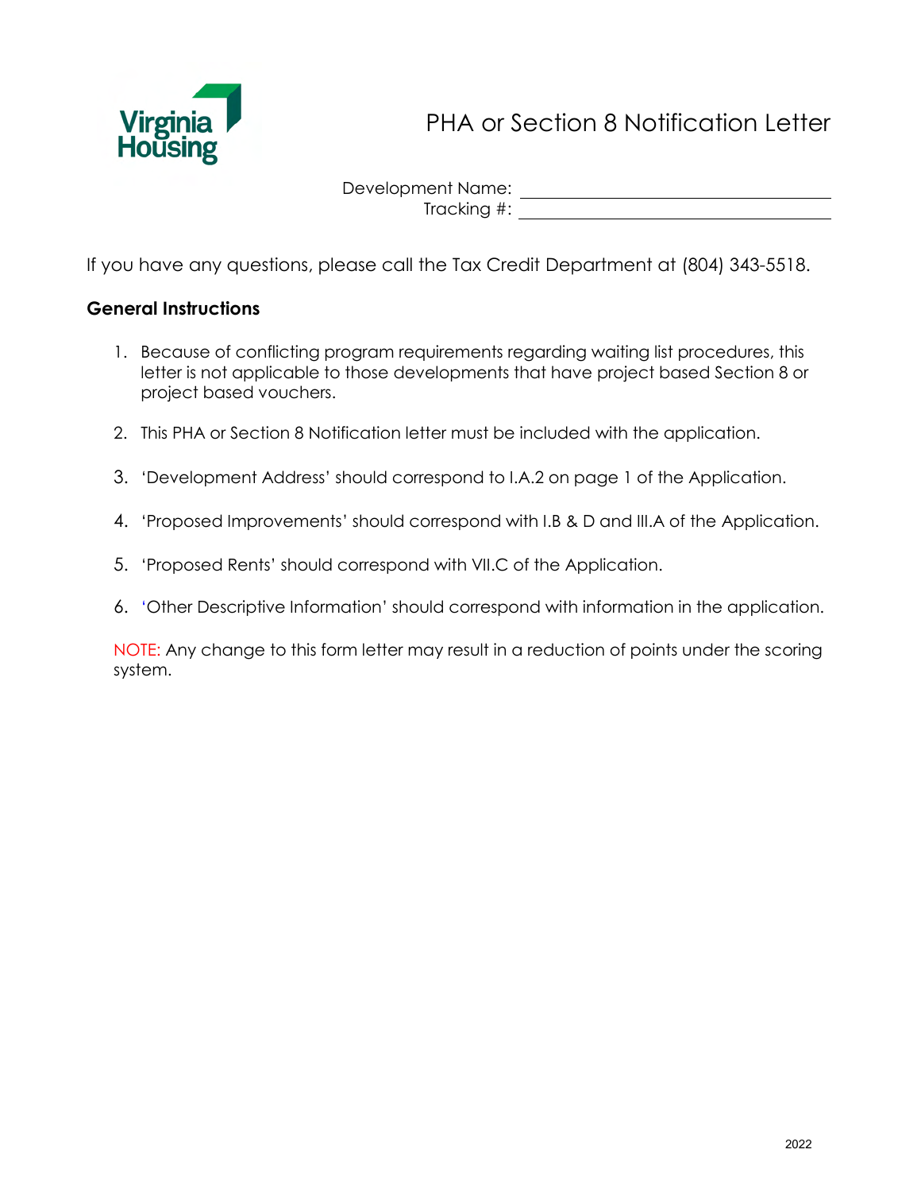# PHA or Section 8 Notification Letter

Development Name: ______________________________

Tracking #: ______________________________

If you have any questions, please call the Tax Credit Department at (804) 343-5518.

**General Instructions**

1. Because of conflicting program requirements regarding waiting list procedures, this letter is not applicable to those developments that have project based Section 8 or project based vouchers.
2. This PHA or Section 8 Notification letter must be included with the application.
3. 'Development Address' should correspond to I.A.2 on page 1 of the Application.
4. 'Proposed Improvements' should correspond with I.B & D and III.A of the Application.
5. 'Proposed Rents' should correspond with VII.C of the Application.
6. 'Other Descriptive Information' should correspond with information in the application.

NOTE: Any change to this form letter may result in a reduction of points under the scoring system.

2022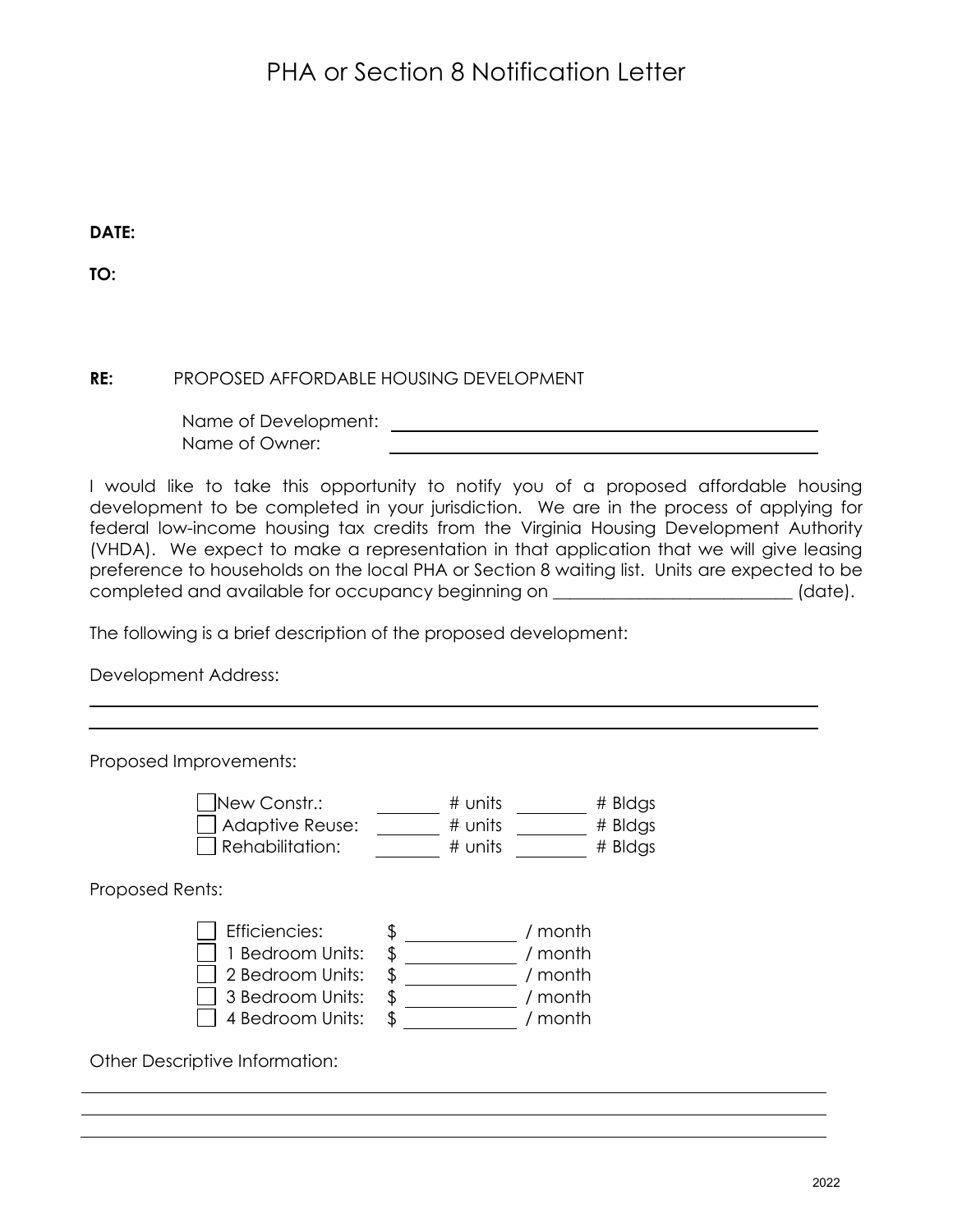# PHA or Section 8 Notification Letter

**DATE:**

**TO:**

**RE:** PROPOSED AFFORDABLE HOUSING DEVELOPMENT

Name of Development: ______________________________

Name of Owner: ______________________________

I would like to take this opportunity to notify you of a proposed affordable housing development to be completed in your jurisdiction. We are in the process of applying for federal low-income housing tax credits from the Virginia Housing Development Authority (VHDA). We expect to make a representation in that application that we will give leasing preference to households on the local PHA or Section 8 waiting list. Units are expected to be completed and available for occupancy beginning on ___________________________ (date).

The following is a brief description of the proposed development:

Development Address:

______________________________________________________________

______________________________________________________________

Proposed Improvements:

- ☐ New Constr.: _______ # units _______ # Bldgs
- ☐ Adaptive Reuse: _______ # units _______ # Bldgs
- ☐ Rehabilitation: _______ # units _______ # Bldgs

Proposed Rents:

- ☐ Efficiencies: $ __________ / month
- ☐ 1 Bedroom Units: $ __________ / month
- ☐ 2 Bedroom Units: $ __________ / month
- ☐ 3 Bedroom Units: $ __________ / month
- ☐ 4 Bedroom Units: $ __________ / month

Other Descriptive Information:

______________________________________________________________

______________________________________________________________

______________________________________________________________

2022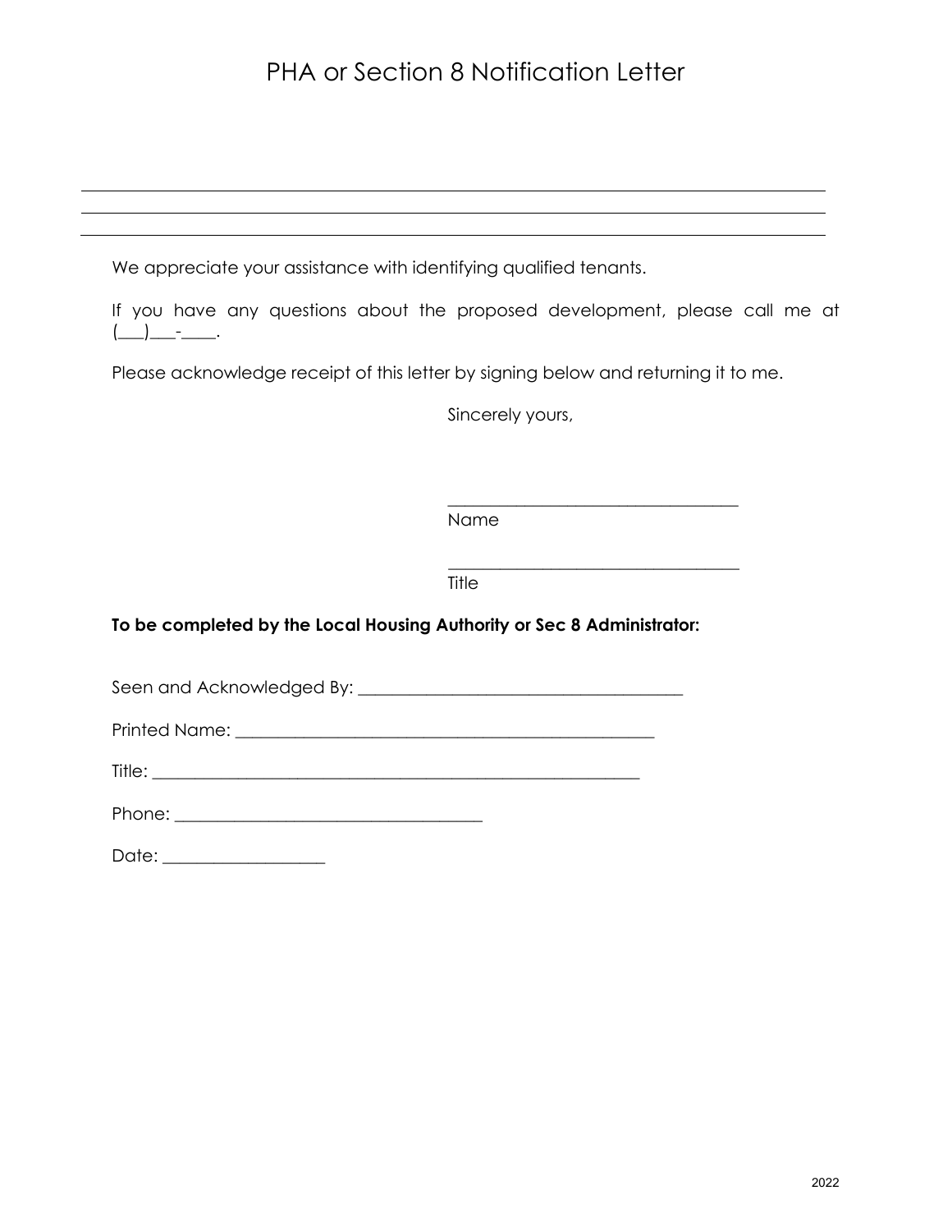# PHA or Section 8 Notification Letter

\_\_\_\_\_\_\_\_\_\_\_\_\_\_\_\_\_\_\_\_\_\_\_\_\_\_\_\_\_\_\_\_\_\_\_\_\_\_\_\_\_\_\_\_\_\_\_\_\_\_\_\_\_\_\_\_\_\_\_\_

\_\_\_\_\_\_\_\_\_\_\_\_\_\_\_\_\_\_\_\_\_\_\_\_\_\_\_\_\_\_\_\_\_\_\_\_\_\_\_\_\_\_\_\_\_\_\_\_\_\_\_\_\_\_\_\_\_\_\_\_

\_\_\_\_\_\_\_\_\_\_\_\_\_\_\_\_\_\_\_\_\_\_\_\_\_\_\_\_\_\_\_\_\_\_\_\_\_\_\_\_\_\_\_\_\_\_\_\_\_\_\_\_\_\_\_\_\_\_\_\_

We appreciate your assistance with identifying qualified tenants.

If you have any questions about the proposed development, please call me at (\_\_\_)\_\_\_-\_\_\_\_.

Please acknowledge receipt of this letter by signing below and returning it to me.

Sincerely yours,

\_\_\_\_\_\_\_\_\_\_\_\_\_\_\_\_\_\_\_\_\_\_\_\_\_\_\_\_\_\_\_\_\_\_\_
Name

\_\_\_\_\_\_\_\_\_\_\_\_\_\_\_\_\_\_\_\_\_\_\_\_\_\_\_\_\_\_\_\_\_\_\_
Title

**To be completed by the Local Housing Authority or Sec 8 Administrator:**

Seen and Acknowledged By: \_\_\_\_\_\_\_\_\_\_\_\_\_\_\_\_\_\_\_\_\_\_\_\_\_\_\_\_\_\_\_\_\_\_\_\_\_\_\_

Printed Name: \_\_\_\_\_\_\_\_\_\_\_\_\_\_\_\_\_\_\_\_\_\_\_\_\_\_\_\_\_\_\_\_\_\_\_\_\_\_\_\_\_\_\_\_\_\_\_\_\_\_

Title: \_\_\_\_\_\_\_\_\_\_\_\_\_\_\_\_\_\_\_\_\_\_\_\_\_\_\_\_\_\_\_\_\_\_\_\_\_\_\_\_\_\_\_\_\_\_\_\_\_\_\_\_\_\_\_\_\_\_\_\_

Phone: \_\_\_\_\_\_\_\_\_\_\_\_\_\_\_\_\_\_\_\_\_\_\_\_\_\_\_\_\_\_\_\_\_\_\_\_\_

Date: \_\_\_\_\_\_\_\_\_\_\_\_\_\_\_\_\_\_\_

2022